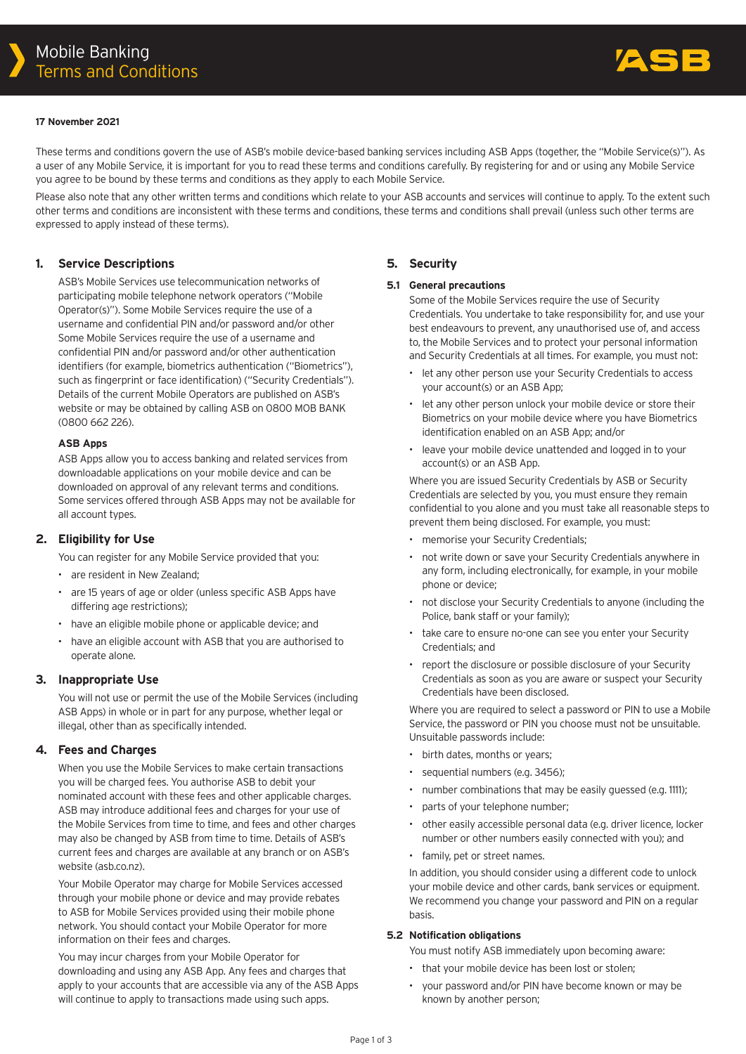# Mobile Banking
## Terms and Conditions

ASB

**17 November 2021**

These terms and conditions govern the use of ASB's mobile device-based banking services including ASB Apps (together, the "Mobile Service(s)"). As a user of any Mobile Service, it is important for you to read these terms and conditions carefully. By registering for and or using any Mobile Service you agree to be bound by these terms and conditions as they apply to each Mobile Service.

Please also note that any other written terms and conditions which relate to your ASB accounts and services will continue to apply. To the extent such other terms and conditions are inconsistent with these terms and conditions, these terms and conditions shall prevail (unless such other terms are expressed to apply instead of these terms).

## 1. Service Descriptions

ASB's Mobile Services use telecommunication networks of participating mobile telephone network operators ("Mobile Operator(s)"). Some Mobile Services require the use of a username and confidential PIN and/or password and/or other Some Mobile Services require the use of a username and confidential PIN and/or password and/or other authentication identifiers (for example, biometrics authentication ("Biometrics"), such as fingerprint or face identification) ("Security Credentials"). Details of the current Mobile Operators are published on ASB's website or may be obtained by calling ASB on 0800 MOB BANK (0800 662 226).

### ASB Apps

ASB Apps allow you to access banking and related services from downloadable applications on your mobile device and can be downloaded on approval of any relevant terms and conditions. Some services offered through ASB Apps may not be available for all account types.

## 2. Eligibility for Use

You can register for any Mobile Service provided that you:

- are resident in New Zealand;
- are 15 years of age or older (unless specific ASB Apps have differing age restrictions);
- have an eligible mobile phone or applicable device; and
- have an eligible account with ASB that you are authorised to operate alone.

## 3. Inappropriate Use

You will not use or permit the use of the Mobile Services (including ASB Apps) in whole or in part for any purpose, whether legal or illegal, other than as specifically intended.

## 4. Fees and Charges

When you use the Mobile Services to make certain transactions you will be charged fees. You authorise ASB to debit your nominated account with these fees and other applicable charges. ASB may introduce additional fees and charges for your use of the Mobile Services from time to time, and fees and other charges may also be changed by ASB from time to time. Details of ASB's current fees and charges are available at any branch or on ASB's website (asb.co.nz).

Your Mobile Operator may charge for Mobile Services accessed through your mobile phone or device and may provide rebates to ASB for Mobile Services provided using their mobile phone network. You should contact your Mobile Operator for more information on their fees and charges.

You may incur charges from your Mobile Operator for downloading and using any ASB App. Any fees and charges that apply to your accounts that are accessible via any of the ASB Apps will continue to apply to transactions made using such apps.

## 5. Security

### 5.1 General precautions

Some of the Mobile Services require the use of Security Credentials. You undertake to take responsibility for, and use your best endeavours to prevent, any unauthorised use of, and access to, the Mobile Services and to protect your personal information and Security Credentials at all times. For example, you must not:

- let any other person use your Security Credentials to access your account(s) or an ASB App;
- let any other person unlock your mobile device or store their Biometrics on your mobile device where you have Biometrics identification enabled on an ASB App; and/or
- leave your mobile device unattended and logged in to your account(s) or an ASB App.

Where you are issued Security Credentials by ASB or Security Credentials are selected by you, you must ensure they remain confidential to you alone and you must take all reasonable steps to prevent them being disclosed. For example, you must:

- memorise your Security Credentials;
- not write down or save your Security Credentials anywhere in any form, including electronically, for example, in your mobile phone or device;
- not disclose your Security Credentials to anyone (including the Police, bank staff or your family);
- take care to ensure no-one can see you enter your Security Credentials; and
- report the disclosure or possible disclosure of your Security Credentials as soon as you are aware or suspect your Security Credentials have been disclosed.

Where you are required to select a password or PIN to use a Mobile Service, the password or PIN you choose must not be unsuitable. Unsuitable passwords include:

- birth dates, months or years;
- sequential numbers (e.g. 3456);
- number combinations that may be easily guessed (e.g. 1111);
- parts of your telephone number;
- other easily accessible personal data (e.g. driver licence, locker number or other numbers easily connected with you); and
- family, pet or street names.

In addition, you should consider using a different code to unlock your mobile device and other cards, bank services or equipment. We recommend you change your password and PIN on a regular basis.

### 5.2 Notification obligations

You must notify ASB immediately upon becoming aware:

- that your mobile device has been lost or stolen;
- your password and/or PIN have become known or may be known by another person;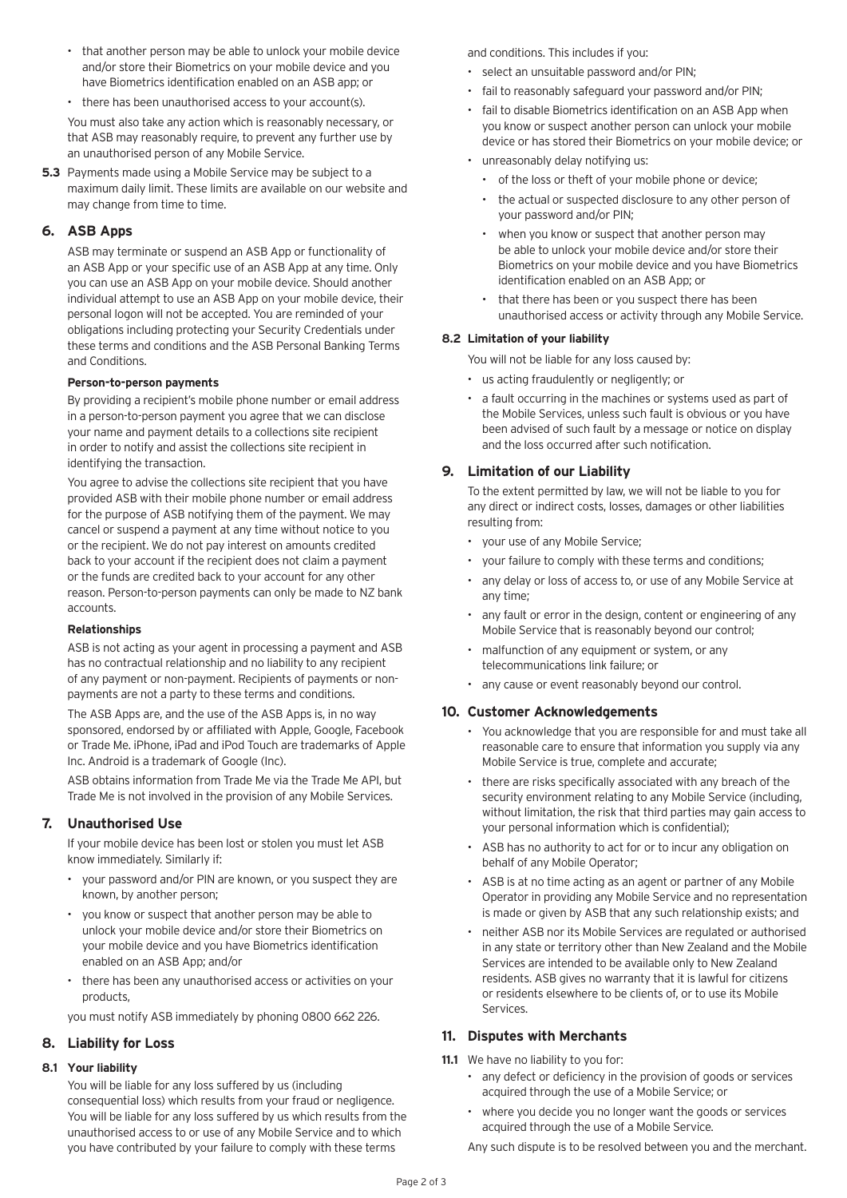- that another person may be able to unlock your mobile device and/or store their Biometrics on your mobile device and you have Biometrics identification enabled on an ASB app; or
- there has been unauthorised access to your account(s).

You must also take any action which is reasonably necessary, or that ASB may reasonably require, to prevent any further use by an unauthorised person of any Mobile Service.

**5.3** Payments made using a Mobile Service may be subject to a maximum daily limit. These limits are available on our website and may change from time to time.

## 6. ASB Apps

ASB may terminate or suspend an ASB App or functionality of an ASB App or your specific use of an ASB App at any time. Only you can use an ASB App on your mobile device. Should another individual attempt to use an ASB App on your mobile device, their personal logon will not be accepted. You are reminded of your obligations including protecting your Security Credentials under these terms and conditions and the ASB Personal Banking Terms and Conditions.

**Person-to-person payments**

By providing a recipient's mobile phone number or email address in a person-to-person payment you agree that we can disclose your name and payment details to a collections site recipient in order to notify and assist the collections site recipient in identifying the transaction.

You agree to advise the collections site recipient that you have provided ASB with their mobile phone number or email address for the purpose of ASB notifying them of the payment. We may cancel or suspend a payment at any time without notice to you or the recipient. We do not pay interest on amounts credited back to your account if the recipient does not claim a payment or the funds are credited back to your account for any other reason. Person-to-person payments can only be made to NZ bank accounts.

**Relationships**

ASB is not acting as your agent in processing a payment and ASB has no contractual relationship and no liability to any recipient of any payment or non-payment. Recipients of payments or non-payments are not a party to these terms and conditions.

The ASB Apps are, and the use of the ASB Apps is, in no way sponsored, endorsed by or affiliated with Apple, Google, Facebook or Trade Me. iPhone, iPad and iPod Touch are trademarks of Apple Inc. Android is a trademark of Google (Inc).

ASB obtains information from Trade Me via the Trade Me API, but Trade Me is not involved in the provision of any Mobile Services.

## 7. Unauthorised Use

If your mobile device has been lost or stolen you must let ASB know immediately. Similarly if:

- your password and/or PIN are known, or you suspect they are known, by another person;
- you know or suspect that another person may be able to unlock your mobile device and/or store their Biometrics on your mobile device and you have Biometrics identification enabled on an ASB App; and/or
- there has been any unauthorised access or activities on your products,

you must notify ASB immediately by phoning 0800 662 226.

## 8. Liability for Loss

### 8.1 Your liability

You will be liable for any loss suffered by us (including consequential loss) which results from your fraud or negligence. You will be liable for any loss suffered by us which results from the unauthorised access to or use of any Mobile Service and to which you have contributed by your failure to comply with these terms and conditions. This includes if you:

- select an unsuitable password and/or PIN;
- fail to reasonably safeguard your password and/or PIN;
- fail to disable Biometrics identification on an ASB App when you know or suspect another person can unlock your mobile device or has stored their Biometrics on your mobile device; or
- unreasonably delay notifying us:
  - of the loss or theft of your mobile phone or device;
  - the actual or suspected disclosure to any other person of your password and/or PIN;
  - when you know or suspect that another person may be able to unlock your mobile device and/or store their Biometrics on your mobile device and you have Biometrics identification enabled on an ASB App; or
  - that there has been or you suspect there has been unauthorised access or activity through any Mobile Service.

### 8.2 Limitation of your liability

You will not be liable for any loss caused by:

- us acting fraudulently or negligently; or
- a fault occurring in the machines or systems used as part of the Mobile Services, unless such fault is obvious or you have been advised of such fault by a message or notice on display and the loss occurred after such notification.

## 9. Limitation of our Liability

To the extent permitted by law, we will not be liable to you for any direct or indirect costs, losses, damages or other liabilities resulting from:

- your use of any Mobile Service;
- your failure to comply with these terms and conditions;
- any delay or loss of access to, or use of any Mobile Service at any time;
- any fault or error in the design, content or engineering of any Mobile Service that is reasonably beyond our control;
- malfunction of any equipment or system, or any telecommunications link failure; or
- any cause or event reasonably beyond our control.

## 10. Customer Acknowledgements

- You acknowledge that you are responsible for and must take all reasonable care to ensure that information you supply via any Mobile Service is true, complete and accurate;
- there are risks specifically associated with any breach of the security environment relating to any Mobile Service (including, without limitation, the risk that third parties may gain access to your personal information which is confidential);
- ASB has no authority to act for or to incur any obligation on behalf of any Mobile Operator;
- ASB is at no time acting as an agent or partner of any Mobile Operator in providing any Mobile Service and no representation is made or given by ASB that any such relationship exists; and
- neither ASB nor its Mobile Services are regulated or authorised in any state or territory other than New Zealand and the Mobile Services are intended to be available only to New Zealand residents. ASB gives no warranty that it is lawful for citizens or residents elsewhere to be clients of, or to use its Mobile Services.

## 11. Disputes with Merchants

**11.1** We have no liability to you for:

- any defect or deficiency in the provision of goods or services acquired through the use of a Mobile Service; or
- where you decide you no longer want the goods or services acquired through the use of a Mobile Service.

Any such dispute is to be resolved between you and the merchant.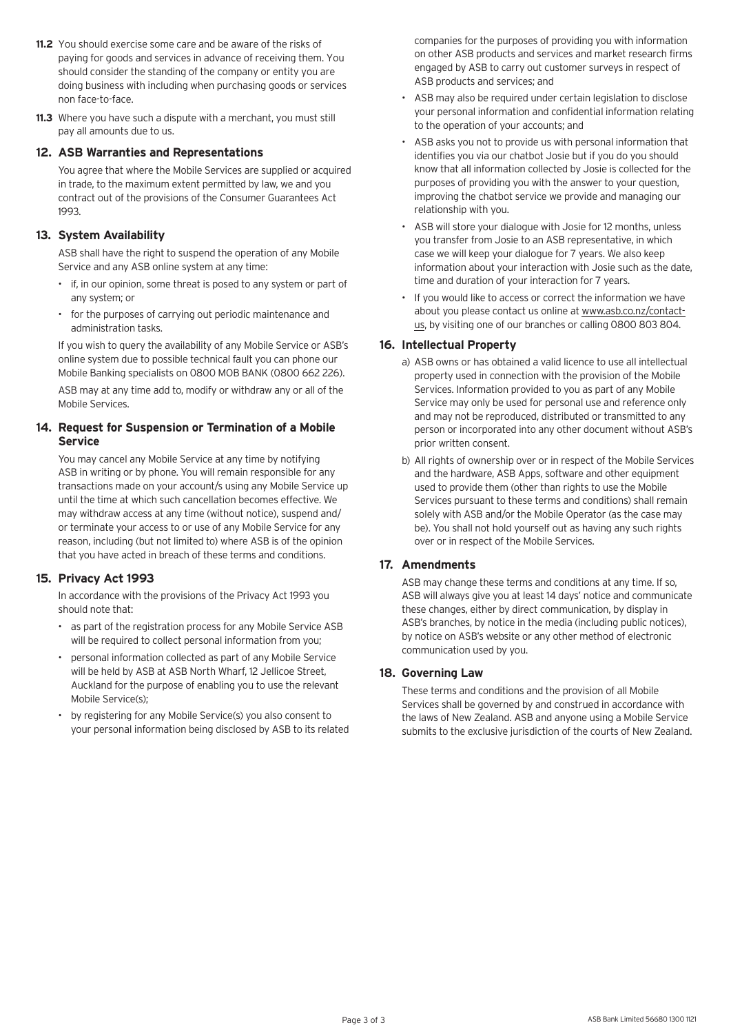**11.2** You should exercise some care and be aware of the risks of paying for goods and services in advance of receiving them. You should consider the standing of the company or entity you are doing business with including when purchasing goods or services non face-to-face.

**11.3** Where you have such a dispute with a merchant, you must still pay all amounts due to us.

## 12. ASB Warranties and Representations

You agree that where the Mobile Services are supplied or acquired in trade, to the maximum extent permitted by law, we and you contract out of the provisions of the Consumer Guarantees Act 1993.

## 13. System Availability

ASB shall have the right to suspend the operation of any Mobile Service and any ASB online system at any time:

- if, in our opinion, some threat is posed to any system or part of any system; or
- for the purposes of carrying out periodic maintenance and administration tasks.

If you wish to query the availability of any Mobile Service or ASB's online system due to possible technical fault you can phone our Mobile Banking specialists on 0800 MOB BANK (0800 662 226).

ASB may at any time add to, modify or withdraw any or all of the Mobile Services.

## 14. Request for Suspension or Termination of a Mobile Service

You may cancel any Mobile Service at any time by notifying ASB in writing or by phone. You will remain responsible for any transactions made on your account/s using any Mobile Service up until the time at which such cancellation becomes effective. We may withdraw access at any time (without notice), suspend and/or terminate your access to or use of any Mobile Service for any reason, including (but not limited to) where ASB is of the opinion that you have acted in breach of these terms and conditions.

## 15. Privacy Act 1993

In accordance with the provisions of the Privacy Act 1993 you should note that:

- as part of the registration process for any Mobile Service ASB will be required to collect personal information from you;
- personal information collected as part of any Mobile Service will be held by ASB at ASB North Wharf, 12 Jellicoe Street, Auckland for the purpose of enabling you to use the relevant Mobile Service(s);
- by registering for any Mobile Service(s) you also consent to your personal information being disclosed by ASB to its related companies for the purposes of providing you with information on other ASB products and services and market research firms engaged by ASB to carry out customer surveys in respect of ASB products and services; and
- ASB may also be required under certain legislation to disclose your personal information and confidential information relating to the operation of your accounts; and
- ASB asks you not to provide us with personal information that identifies you via our chatbot Josie but if you do you should know that all information collected by Josie is collected for the purposes of providing you with the answer to your question, improving the chatbot service we provide and managing our relationship with you.
- ASB will store your dialogue with Josie for 12 months, unless you transfer from Josie to an ASB representative, in which case we will keep your dialogue for 7 years. We also keep information about your interaction with Josie such as the date, time and duration of your interaction for 7 years.
- If you would like to access or correct the information we have about you please contact us online at www.asb.co.nz/contact-us, by visiting one of our branches or calling 0800 803 804.

## 16. Intellectual Property

a) ASB owns or has obtained a valid licence to use all intellectual property used in connection with the provision of the Mobile Services. Information provided to you as part of any Mobile Service may only be used for personal use and reference only and may not be reproduced, distributed or transmitted to any person or incorporated into any other document without ASB's prior written consent.

b) All rights of ownership over or in respect of the Mobile Services and the hardware, ASB Apps, software and other equipment used to provide them (other than rights to use the Mobile Services pursuant to these terms and conditions) shall remain solely with ASB and/or the Mobile Operator (as the case may be). You shall not hold yourself out as having any such rights over or in respect of the Mobile Services.

## 17. Amendments

ASB may change these terms and conditions at any time. If so, ASB will always give you at least 14 days' notice and communicate these changes, either by direct communication, by display in ASB's branches, by notice in the media (including public notices), by notice on ASB's website or any other method of electronic communication used by you.

## 18. Governing Law

These terms and conditions and the provision of all Mobile Services shall be governed by and construed in accordance with the laws of New Zealand. ASB and anyone using a Mobile Service submits to the exclusive jurisdiction of the courts of New Zealand.

ASB Bank Limited 56680 1300 1121